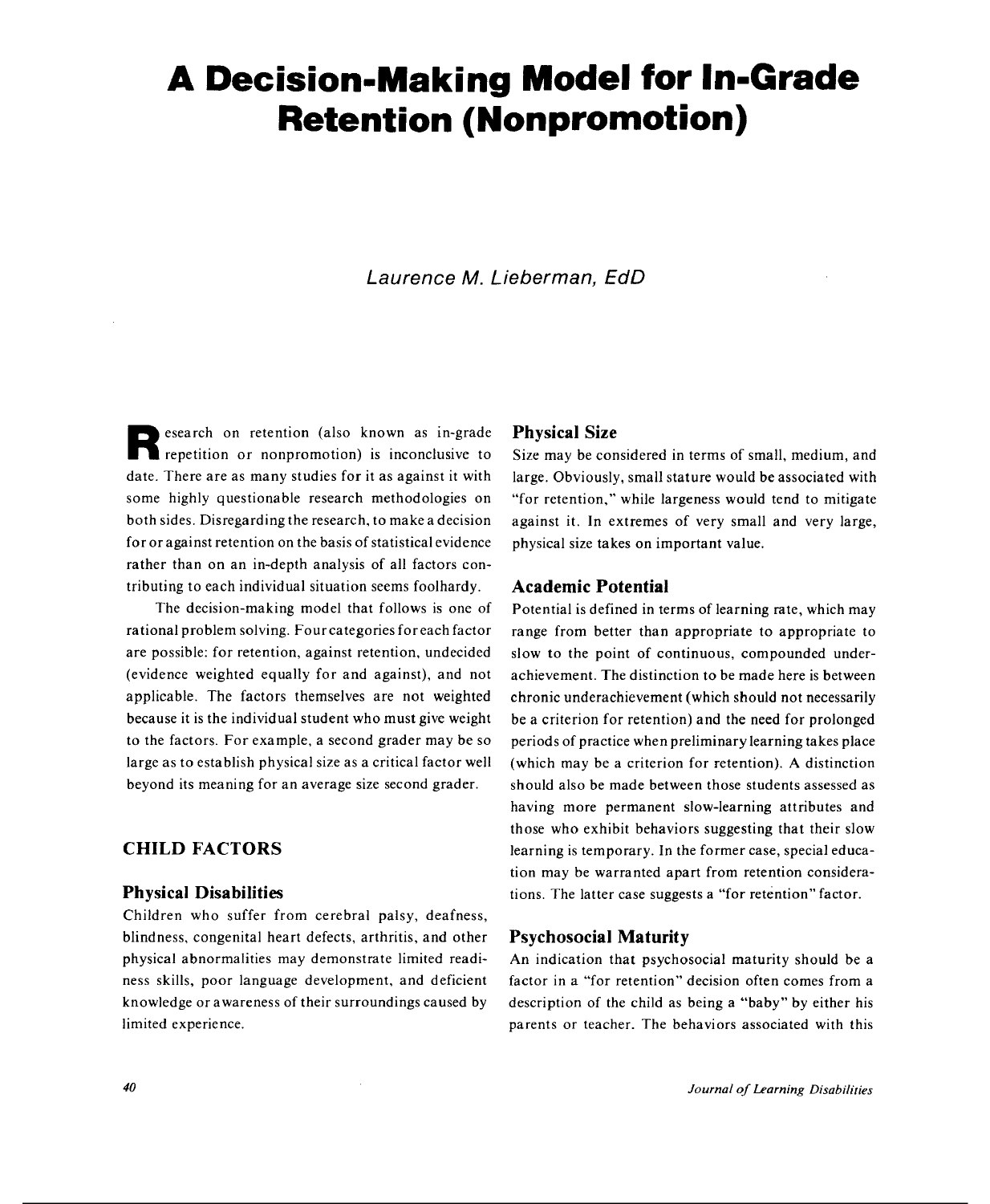# A Decision-Making Model for In-Grade Retention (Nonpromotion)

*Laurence M. Lieberman, EdD*

Research on retention (also known as in-grade repetition or nonpromotion) is inconclusive to date. There are as many studies for it as against it with some highly questionable research methodologies on both sides. Disregarding the research, to make a decision for or against retention on the basis of statistical evidence rather than on an in-depth analysis of all factors contributing to each individual situation seems foolhardy.

The decision-making model that follows is one of rational problem solving. Four categories for each factor are possible: for retention, against retention, undecided (evidence weighted equally for and against), and not applicable. The factors themselves are not weighted because it is the individual student who must give weight to the factors. For example, a second grader may be so large as to establish physical size as a critical factor well beyond its meaning for an average size second grader.

## CHILD FACTORS

### Physical Disabilities

Children who suffer from cerebral palsy, deafness, blindness, congenital heart defects, arthritis, and other physical abnormalities may demonstrate limited readiness skills, poor language development, and deficient knowledge or awareness of their surroundings caused by limited experience.

### Physical Size

Size may be considered in terms of small, medium, and large. Obviously, small stature would be associated with "for retention," while largeness would tend to mitigate against it. In extremes of very small and very large, physical size takes on important value.

### Academic Potential

Potential is defined in terms of learning rate, which may range from better than appropriate to appropriate to slow to the point of continuous, compounded underachievement. The distinction to be made here is between chronic underachievement (which should not necessarily be a criterion for retention) and the need for prolonged periods of practice when preliminary learning takes place (which may be a criterion for retention). A distinction should also be made between those students assessed as having more permanent slow-learning attributes and those who exhibit behaviors suggesting that their slow learning is temporary. In the former case, special education may be warranted apart from retention considerations. The latter case suggests a "for retention" factor.

### Psychosocial Maturity

An indication that psychosocial maturity should be a factor in a "for retention" decision often comes from a description of the child as being a "baby" by either his parents or teacher. The behaviors associated with this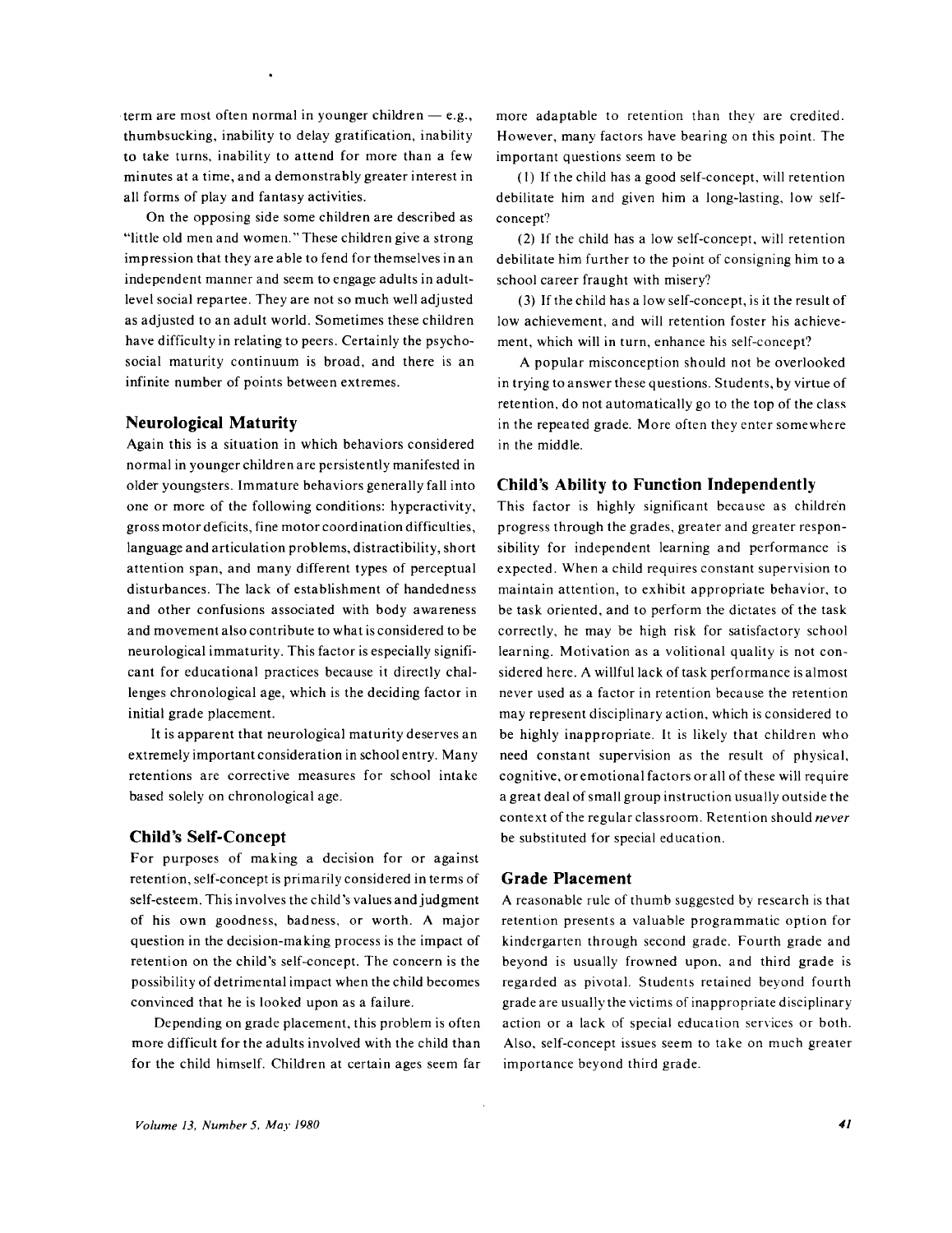term are most often normal in younger children — e.g., thumbsucking, inability to delay gratification, inability to take turns, inability to attend for more than a few minutes at a time, and a demonstrably greater interest in all forms of play and fantasy activities.

On the opposing side some children are described as "little old men and women." These children give a strong impression that they are able to fend for themselves in an independent manner and seem to engage adults in adult-level social repartee. They are not so much well adjusted as adjusted to an adult world. Sometimes these children have difficulty in relating to peers. Certainly the psychosocial maturity continuum is broad, and there is an infinite number of points between extremes.

### Neurological Maturity

Again this is a situation in which behaviors considered normal in younger children are persistently manifested in older youngsters. Immature behaviors generally fall into one or more of the following conditions: hyperactivity, gross motor deficits, fine motor coordination difficulties, language and articulation problems, distractibility, short attention span, and many different types of perceptual disturbances. The lack of establishment of handedness and other confusions associated with body awareness and movement also contribute to what is considered to be neurological immaturity. This factor is especially significant for educational practices because it directly challenges chronological age, which is the deciding factor in initial grade placement.

It is apparent that neurological maturity deserves an extremely important consideration in school entry. Many retentions are corrective measures for school intake based solely on chronological age.

### Child's Self-Concept

For purposes of making a decision for or against retention, self-concept is primarily considered in terms of self-esteem. This involves the child's values and judgment of his own goodness, badness, or worth. A major question in the decision-making process is the impact of retention on the child's self-concept. The concern is the possibility of detrimental impact when the child becomes convinced that he is looked upon as a failure.

Depending on grade placement, this problem is often more difficult for the adults involved with the child than for the child himself. Children at certain ages seem far more adaptable to retention than they are credited. However, many factors have bearing on this point. The important questions seem to be

(1) If the child has a good self-concept, will retention debilitate him and given him a long-lasting, low self-concept?

(2) If the child has a low self-concept, will retention debilitate him further to the point of consigning him to a school career fraught with misery?

(3) If the child has a low self-concept, is it the result of low achievement, and will retention foster his achievement, which will in turn, enhance his self-concept?

A popular misconception should not be overlooked in trying to answer these questions. Students, by virtue of retention, do not automatically go to the top of the class in the repeated grade. More often they enter somewhere in the middle.

### Child's Ability to Function Independently

This factor is highly significant because as children progress through the grades, greater and greater responsibility for independent learning and performance is expected. When a child requires constant supervision to maintain attention, to exhibit appropriate behavior, to be task oriented, and to perform the dictates of the task correctly, he may be high risk for satisfactory school learning. Motivation as a volitional quality is not considered here. A willful lack of task performance is almost never used as a factor in retention because the retention may represent disciplinary action, which is considered to be highly inappropriate. It is likely that children who need constant supervision as the result of physical, cognitive, or emotional factors or all of these will require a great deal of small group instruction usually outside the context of the regular classroom. Retention should *never* be substituted for special education.

### Grade Placement

A reasonable rule of thumb suggested by research is that retention presents a valuable programmatic option for kindergarten through second grade. Fourth grade and beyond is usually frowned upon, and third grade is regarded as pivotal. Students retained beyond fourth grade are usually the victims of inappropriate disciplinary action or a lack of special education services or both. Also, self-concept issues seem to take on much greater importance beyond third grade.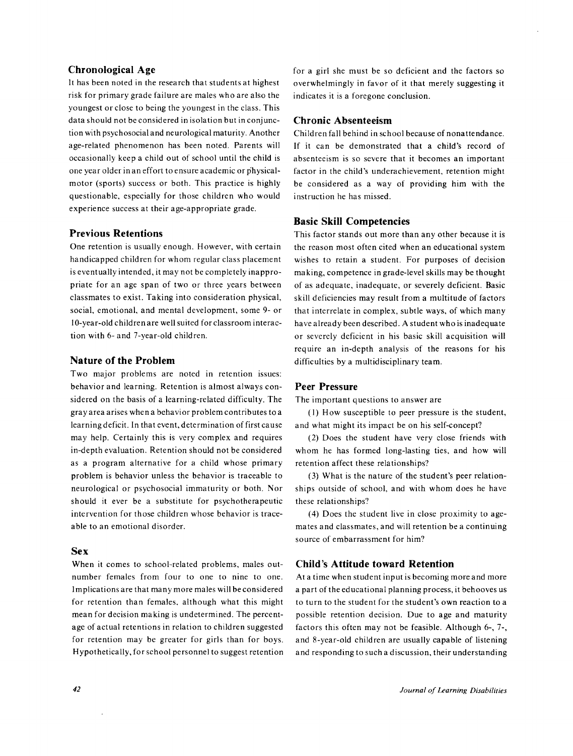### Chronological Age

It has been noted in the research that students at highest risk for primary grade failure are males who are also the youngest or close to being the youngest in the class. This data should not be considered in isolation but in conjunction with psychosocial and neurological maturity. Another age-related phenomenon has been noted. Parents will occasionally keep a child out of school until the child is one year older in an effort to ensure academic or physical-motor (sports) success or both. This practice is highly questionable, especially for those children who would experience success at their age-appropriate grade.

### Previous Retentions

One retention is usually enough. However, with certain handicapped children for whom regular class placement is eventually intended, it may not be completely inappropriate for an age span of two or three years between classmates to exist. Taking into consideration physical, social, emotional, and mental development, some 9- or 10-year-old children are well suited for classroom interaction with 6- and 7-year-old children.

### Nature of the Problem

Two major problems are noted in retention issues: behavior and learning. Retention is almost always considered on the basis of a learning-related difficulty. The gray area arises when a behavior problem contributes to a learning deficit. In that event, determination of first cause may help. Certainly this is very complex and requires in-depth evaluation. Retention should not be considered as a program alternative for a child whose primary problem is behavior unless the behavior is traceable to neurological or psychosocial immaturity or both. Nor should it ever be a substitute for psychotherapeutic intervention for those children whose behavior is traceable to an emotional disorder.

### Sex

When it comes to school-related problems, males outnumber females from four to one to nine to one. Implications are that many more males will be considered for retention than females, although what this might mean for decision making is undetermined. The percentage of actual retentions in relation to children suggested for retention may be greater for girls than for boys. Hypothetically, for school personnel to suggest retention for a girl she must be so deficient and the factors so overwhelmingly in favor of it that merely suggesting it indicates it is a foregone conclusion.

### Chronic Absenteeism

Children fall behind in school because of nonattendance. If it can be demonstrated that a child's record of absenteeism is so severe that it becomes an important factor in the child's underachievement, retention might be considered as a way of providing him with the instruction he has missed.

### Basic Skill Competencies

This factor stands out more than any other because it is the reason most often cited when an educational system wishes to retain a student. For purposes of decision making, competence in grade-level skills may be thought of as adequate, inadequate, or severely deficient. Basic skill deficiencies may result from a multitude of factors that interrelate in complex, subtle ways, of which many have already been described. A student who is inadequate or severely deficient in his basic skill acquisition will require an in-depth analysis of the reasons for his difficulties by a multidisciplinary team.

### Peer Pressure

The important questions to answer are

(1) How susceptible to peer pressure is the student, and what might its impact be on his self-concept?

(2) Does the student have very close friends with whom he has formed long-lasting ties, and how will retention affect these relationships?

(3) What is the nature of the student's peer relationships outside of school, and with whom does he have these relationships?

(4) Does the student live in close proximity to age-mates and classmates, and will retention be a continuing source of embarrassment for him?

### Child's Attitude toward Retention

At a time when student input is becoming more and more a part of the educational planning process, it behooves us to turn to the student for the student's own reaction to a possible retention decision. Due to age and maturity factors this often may not be feasible. Although 6-, 7-, and 8-year-old children are usually capable of listening and responding to such a discussion, their understanding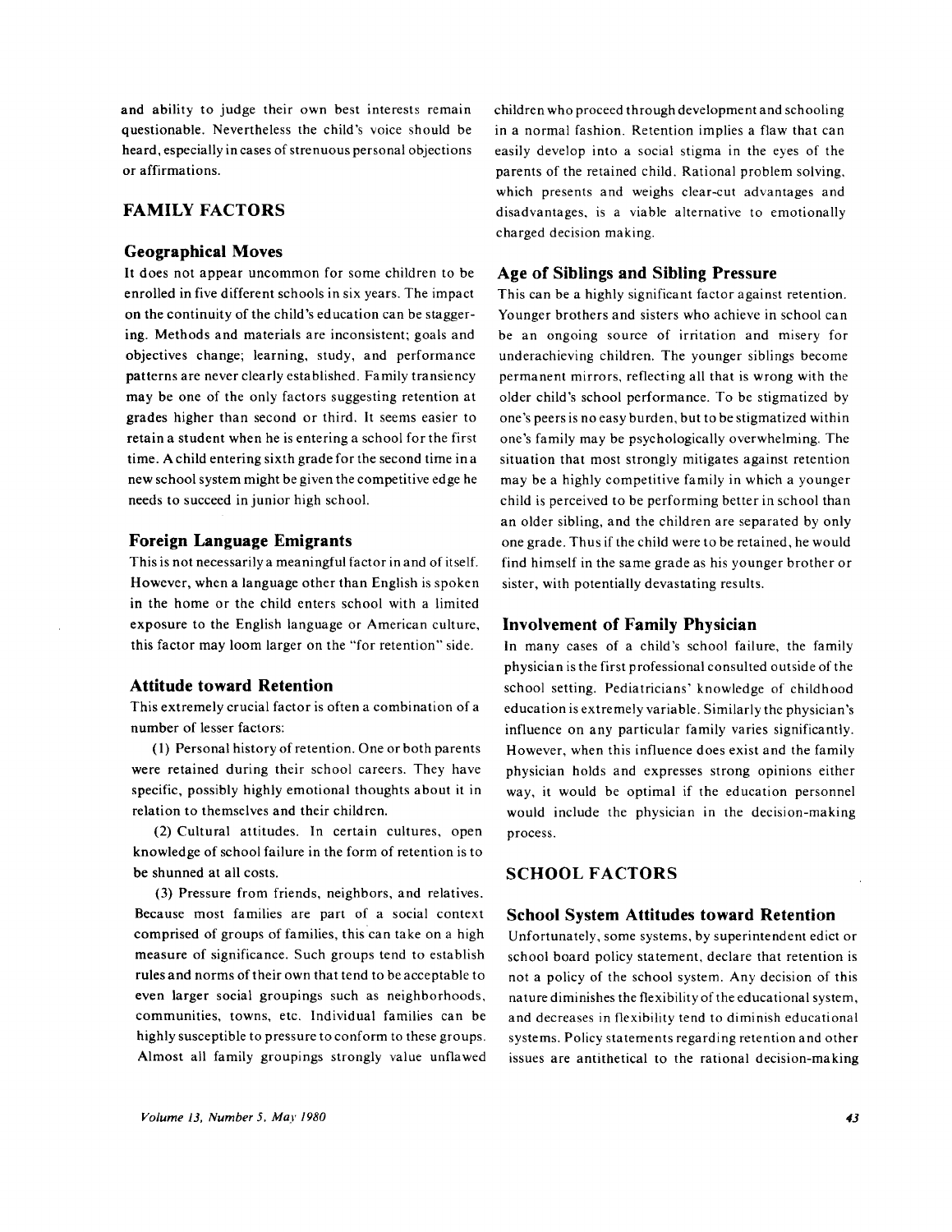and ability to judge their own best interests remain questionable. Nevertheless the child's voice should be heard, especially in cases of strenuous personal objections or affirmations.

## FAMILY FACTORS

### Geographical Moves

It does not appear uncommon for some children to be enrolled in five different schools in six years. The impact on the continuity of the child's education can be staggering. Methods and materials are inconsistent; goals and objectives change; learning, study, and performance patterns are never clearly established. Family transiency may be one of the only factors suggesting retention at grades higher than second or third. It seems easier to retain a student when he is entering a school for the first time. A child entering sixth grade for the second time in a new school system might be given the competitive edge he needs to succeed in junior high school.

### Foreign Language Emigrants

This is not necessarily a meaningful factor in and of itself. However, when a language other than English is spoken in the home or the child enters school with a limited exposure to the English language or American culture, this factor may loom larger on the "for retention" side.

### Attitude toward Retention

This extremely crucial factor is often a combination of a number of lesser factors:

(1) Personal history of retention. One or both parents were retained during their school careers. They have specific, possibly highly emotional thoughts about it in relation to themselves and their children.

(2) Cultural attitudes. In certain cultures, open knowledge of school failure in the form of retention is to be shunned at all costs.

(3) Pressure from friends, neighbors, and relatives. Because most families are part of a social context comprised of groups of families, this can take on a high measure of significance. Such groups tend to establish rules and norms of their own that tend to be acceptable to even larger social groupings such as neighborhoods, communities, towns, etc. Individual families can be highly susceptible to pressure to conform to these groups. Almost all family groupings strongly value unflawed children who proceed through development and schooling in a normal fashion. Retention implies a flaw that can easily develop into a social stigma in the eyes of the parents of the retained child. Rational problem solving, which presents and weighs clear-cut advantages and disadvantages, is a viable alternative to emotionally charged decision making.

### Age of Siblings and Sibling Pressure

This can be a highly significant factor against retention. Younger brothers and sisters who achieve in school can be an ongoing source of irritation and misery for underachieving children. The younger siblings become permanent mirrors, reflecting all that is wrong with the older child's school performance. To be stigmatized by one's peers is no easy burden, but to be stigmatized within one's family may be psychologically overwhelming. The situation that most strongly mitigates against retention may be a highly competitive family in which a younger child is perceived to be performing better in school than an older sibling, and the children are separated by only one grade. Thus if the child were to be retained, he would find himself in the same grade as his younger brother or sister, with potentially devastating results.

### Involvement of Family Physician

In many cases of a child's school failure, the family physician is the first professional consulted outside of the school setting. Pediatricians' knowledge of childhood education is extremely variable. Similarly the physician's influence on any particular family varies significantly. However, when this influence does exist and the family physician holds and expresses strong opinions either way, it would be optimal if the education personnel would include the physician in the decision-making process.

## SCHOOL FACTORS

### School System Attitudes toward Retention

Unfortunately, some systems, by superintendent edict or school board policy statement, declare that retention is not a policy of the school system. Any decision of this nature diminishes the flexibility of the educational system, and decreases in flexibility tend to diminish educational systems. Policy statements regarding retention and other issues are antithetical to the rational decision-making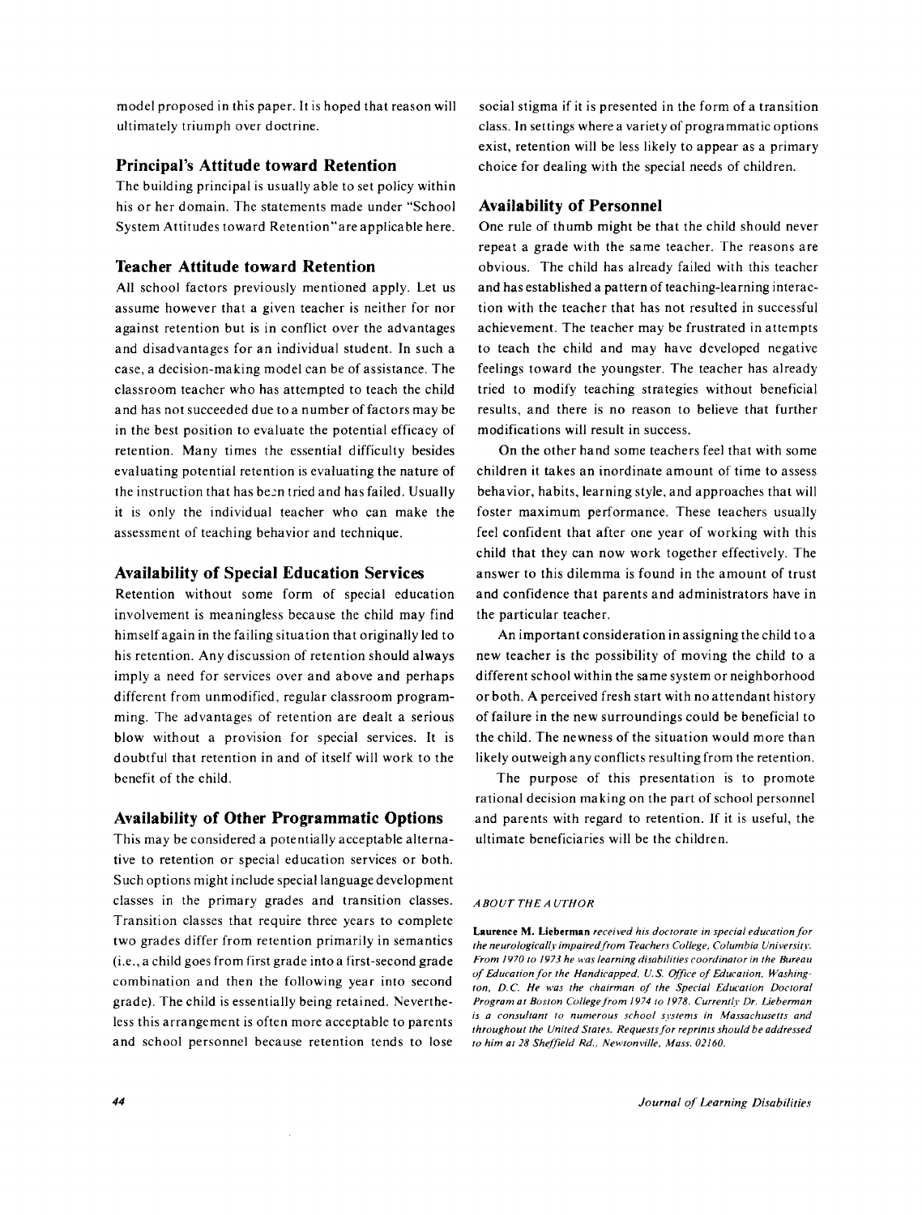model proposed in this paper. It is hoped that reason will ultimately triumph over doctrine.

## Principal's Attitude toward Retention

The building principal is usually able to set policy within his or her domain. The statements made under "School System Attitudes toward Retention" are applicable here.

## Teacher Attitude toward Retention

All school factors previously mentioned apply. Let us assume however that a given teacher is neither for nor against retention but is in conflict over the advantages and disadvantages for an individual student. In such a case, a decision-making model can be of assistance. The classroom teacher who has attempted to teach the child and has not succeeded due to a number of factors may be in the best position to evaluate the potential efficacy of retention. Many times the essential difficulty besides evaluating potential retention is evaluating the nature of the instruction that has been tried and has failed. Usually it is only the individual teacher who can make the assessment of teaching behavior and technique.

## Availability of Special Education Services

Retention without some form of special education involvement is meaningless because the child may find himself again in the failing situation that originally led to his retention. Any discussion of retention should always imply a need for services over and above and perhaps different from unmodified, regular classroom programming. The advantages of retention are dealt a serious blow without a provision for special services. It is doubtful that retention in and of itself will work to the benefit of the child.

## Availability of Other Programmatic Options

This may be considered a potentially acceptable alternative to retention or special education services or both. Such options might include special language development classes in the primary grades and transition classes. Transition classes that require three years to complete two grades differ from retention primarily in semantics (i.e., a child goes from first grade into a first-second grade combination and then the following year into second grade). The child is essentially being retained. Nevertheless this arrangement is often more acceptable to parents and school personnel because retention tends to lose social stigma if it is presented in the form of a transition class. In settings where a variety of programmatic options exist, retention will be less likely to appear as a primary choice for dealing with the special needs of children.

## Availability of Personnel

One rule of thumb might be that the child should never repeat a grade with the same teacher. The reasons are obvious. The child has already failed with this teacher and has established a pattern of teaching-learning interaction with the teacher that has not resulted in successful achievement. The teacher may be frustrated in attempts to teach the child and may have developed negative feelings toward the youngster. The teacher has already tried to modify teaching strategies without beneficial results, and there is no reason to believe that further modifications will result in success.

On the other hand some teachers feel that with some children it takes an inordinate amount of time to assess behavior, habits, learning style, and approaches that will foster maximum performance. These teachers usually feel confident that after one year of working with this child that they can now work together effectively. The answer to this dilemma is found in the amount of trust and confidence that parents and administrators have in the particular teacher.

An important consideration in assigning the child to a new teacher is the possibility of moving the child to a different school within the same system or neighborhood or both. A perceived fresh start with no attendant history of failure in the new surroundings could be beneficial to the child. The newness of the situation would more than likely outweigh any conflicts resulting from the retention.

The purpose of this presentation is to promote rational decision making on the part of school personnel and parents with regard to retention. If it is useful, the ultimate beneficiaries will be the children.

*ABOUT THE AUTHOR*

**Laurence M. Lieberman** *received his doctorate in special education for the neurologically impaired from Teachers College, Columbia University. From 1970 to 1973 he was learning disabilities coordinator in the Bureau of Education for the Handicapped, U.S. Office of Education, Washington, D.C. He was the chairman of the Special Education Doctoral Program at Boston College from 1974 to 1978. Currently Dr. Lieberman is a consultant to numerous school systems in Massachusetts and throughout the United States. Requests for reprints should be addressed to him at 28 Sheffield Rd., Newtonville, Mass. 02160.*